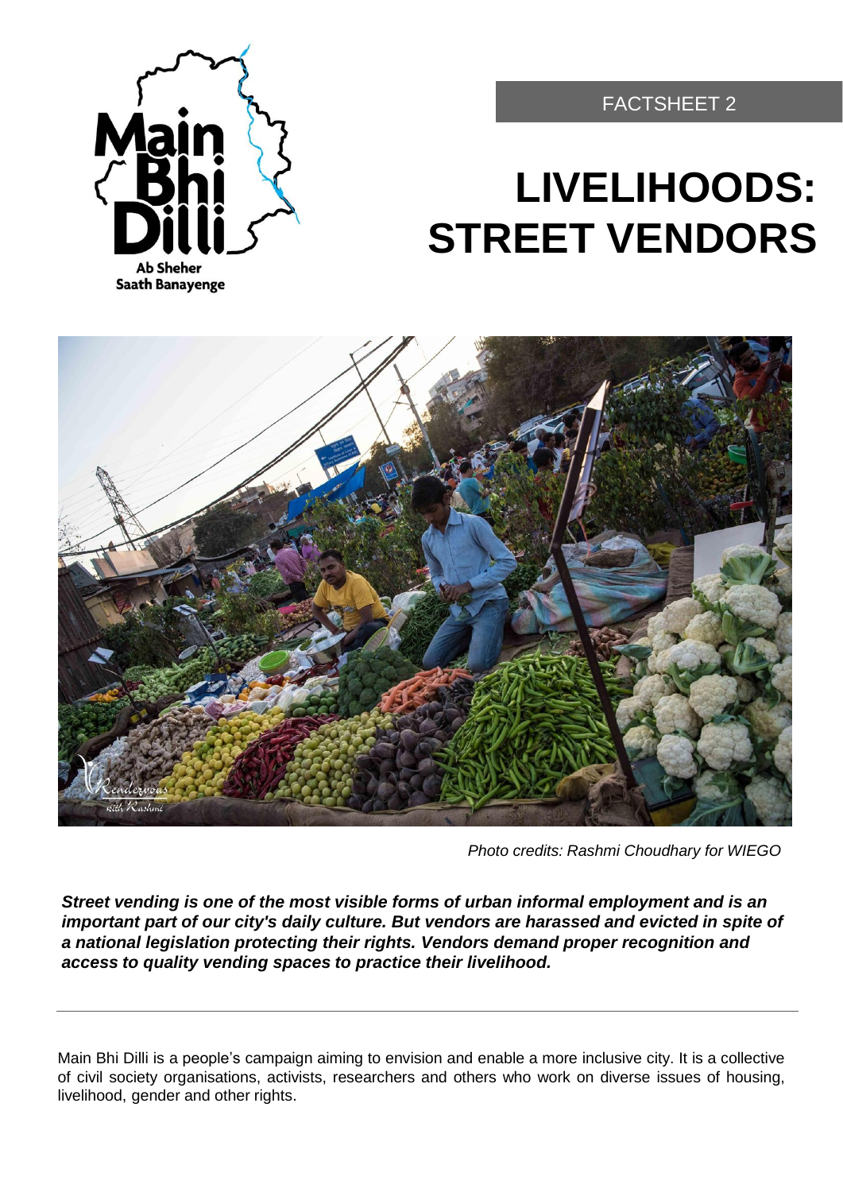FACTSHEET 2

# LIVELIHOODS: STREET VENDORS

*Photo credits: Rashmi Choudhary for WIEGO*

***Street vending is one of the most visible forms of urban informal employment and is an important part of our city's daily culture. But vendors are harassed and evicted in spite of a national legislation protecting their rights. Vendors demand proper recognition and access to quality vending spaces to practice their livelihood.***

---

Main Bhi Dilli is a people's campaign aiming to envision and enable a more inclusive city. It is a collective of civil society organisations, activists, researchers and others who work on diverse issues of housing, livelihood, gender and other rights.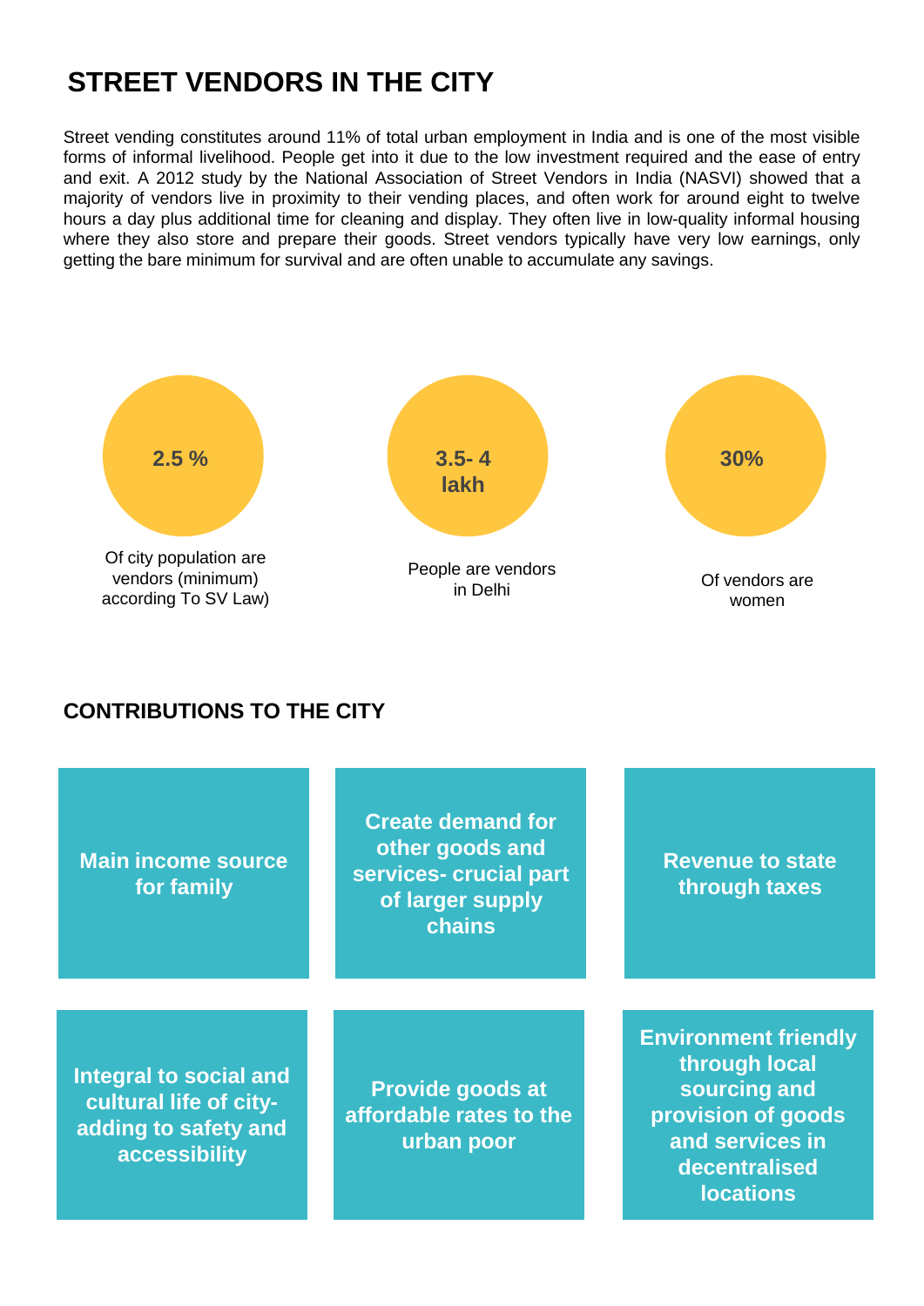# STREET VENDORS IN THE CITY

Street vending constitutes around 11% of total urban employment in India and is one of the most visible forms of informal livelihood. People get into it due to the low investment required and the ease of entry and exit. A 2012 study by the National Association of Street Vendors in India (NASVI) showed that a majority of vendors live in proximity to their vending places, and often work for around eight to twelve hours a day plus additional time for cleaning and display. They often live in low-quality informal housing where they also store and prepare their goods. Street vendors typically have very low earnings, only getting the bare minimum for survival and are often unable to accumulate any savings.

**2.5 %**

Of city population are vendors (minimum) according To SV Law)

**3.5- 4 lakh**

People are vendors in Delhi

**30%**

Of vendors are women

## CONTRIBUTIONS TO THE CITY

- **Main income source for family**
- **Create demand for other goods and services- crucial part of larger supply chains**
- **Revenue to state through taxes**
- **Integral to social and cultural life of city- adding to safety and accessibility**
- **Provide goods at affordable rates to the urban poor**
- **Environment friendly through local sourcing and provision of goods and services in decentralised locations**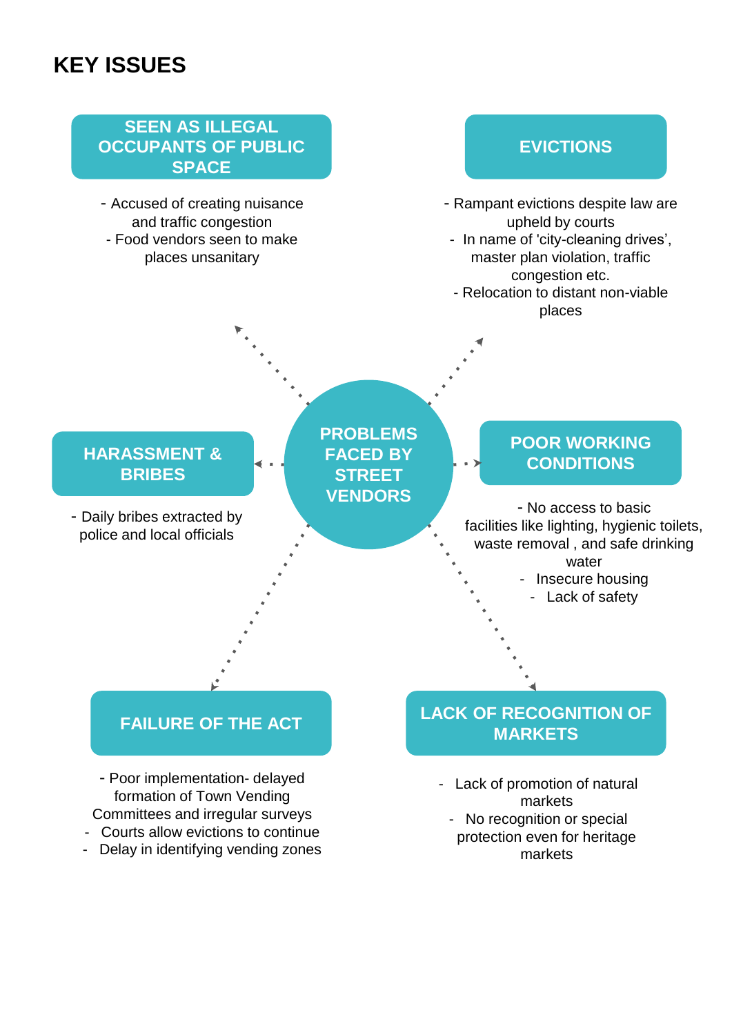# KEY ISSUES

## PROBLEMS FACED BY STREET VENDORS

### SEEN AS ILLEGAL OCCUPANTS OF PUBLIC SPACE

- Accused of creating nuisance and traffic congestion
- Food vendors seen to make places unsanitary

### EVICTIONS

- Rampant evictions despite law are upheld by courts
- In name of 'city-cleaning drives', master plan violation, traffic congestion etc.
- Relocation to distant non-viable places

### HARASSMENT & BRIBES

- Daily bribes extracted by police and local officials

### POOR WORKING CONDITIONS

- No access to basic facilities like lighting, hygienic toilets, waste removal , and safe drinking water
- Insecure housing
- Lack of safety

### FAILURE OF THE ACT

- Poor implementation- delayed formation of Town Vending Committees and irregular surveys
- Courts allow evictions to continue
- Delay in identifying vending zones

### LACK OF RECOGNITION OF MARKETS

- Lack of promotion of natural markets
- No recognition or special protection even for heritage markets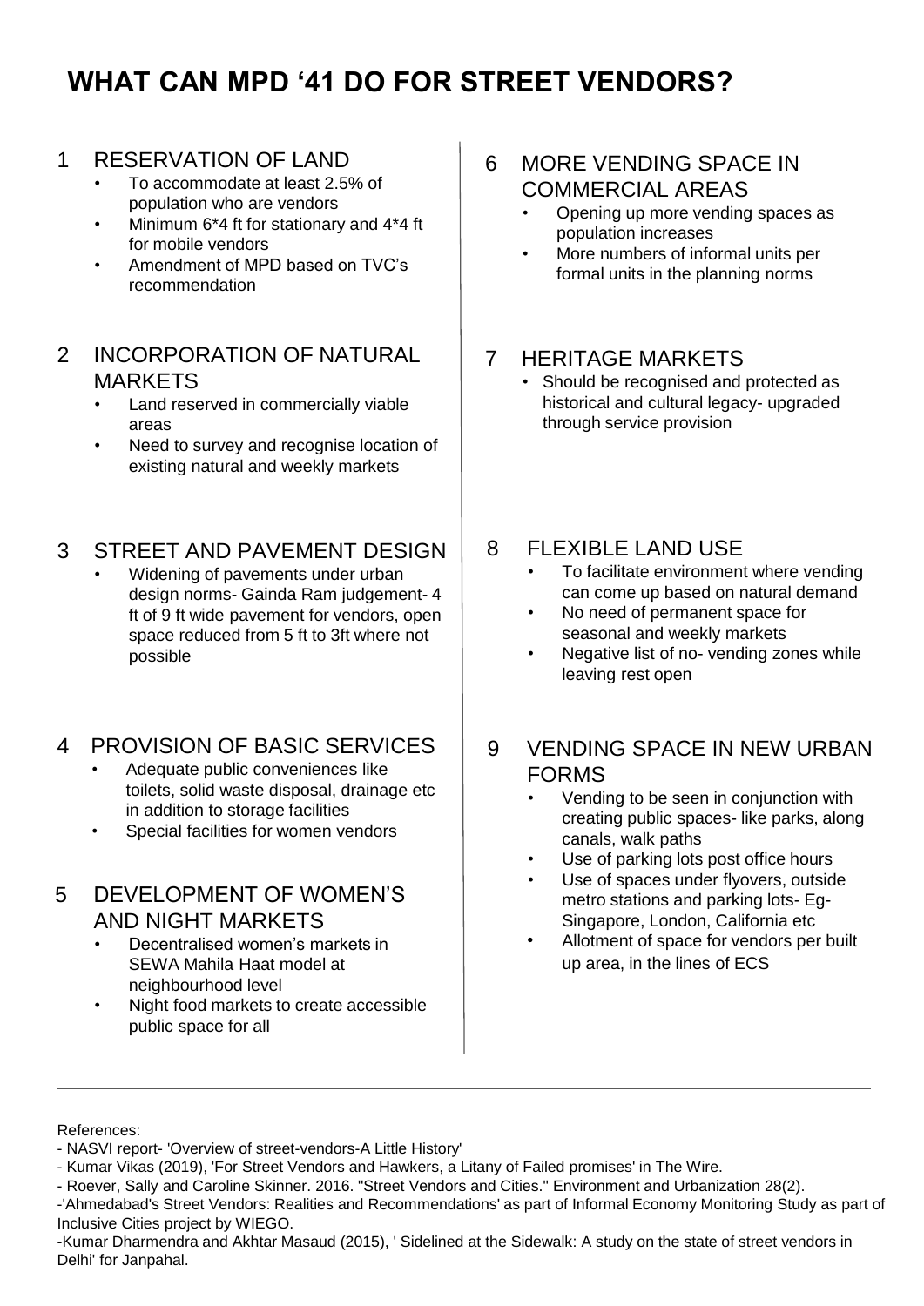# WHAT CAN MPD '41 DO FOR STREET VENDORS?

## 1 RESERVATION OF LAND

- To accommodate at least 2.5% of population who are vendors
- Minimum 6*4 ft for stationary and 4*4 ft for mobile vendors
- Amendment of MPD based on TVC's recommendation

## 2 INCORPORATION OF NATURAL MARKETS

- Land reserved in commercially viable areas
- Need to survey and recognise location of existing natural and weekly markets

## 3 STREET AND PAVEMENT DESIGN

- Widening of pavements under urban design norms- Gainda Ram judgement- 4 ft of 9 ft wide pavement for vendors, open space reduced from 5 ft to 3ft where not possible

## 4 PROVISION OF BASIC SERVICES

- Adequate public conveniences like toilets, solid waste disposal, drainage etc in addition to storage facilities
- Special facilities for women vendors

## 5 DEVELOPMENT OF WOMEN'S AND NIGHT MARKETS

- Decentralised women's markets in SEWA Mahila Haat model at neighbourhood level
- Night food markets to create accessible public space for all

## 6 MORE VENDING SPACE IN COMMERCIAL AREAS

- Opening up more vending spaces as population increases
- More numbers of informal units per formal units in the planning norms

## 7 HERITAGE MARKETS

- Should be recognised and protected as historical and cultural legacy- upgraded through service provision

## 8 FLEXIBLE LAND USE

- To facilitate environment where vending can come up based on natural demand
- No need of permanent space for seasonal and weekly markets
- Negative list of no- vending zones while leaving rest open

## 9 VENDING SPACE IN NEW URBAN FORMS

- Vending to be seen in conjunction with creating public spaces- like parks, along canals, walk paths
- Use of parking lots post office hours
- Use of spaces under flyovers, outside metro stations and parking lots- Eg- Singapore, London, California etc
- Allotment of space for vendors per built up area, in the lines of ECS

---

References:

- NASVI report- 'Overview of street-vendors-A Little History'
- Kumar Vikas (2019), 'For Street Vendors and Hawkers, a Litany of Failed promises' in The Wire.
- Roever, Sally and Caroline Skinner. 2016. "Street Vendors and Cities." Environment and Urbanization 28(2).
-'Ahmedabad's Street Vendors: Realities and Recommendations' as part of Informal Economy Monitoring Study as part of Inclusive Cities project by WIEGO.
-Kumar Dharmendra and Akhtar Masaud (2015), ' Sidelined at the Sidewalk: A study on the state of street vendors in Delhi' for Janpahal.